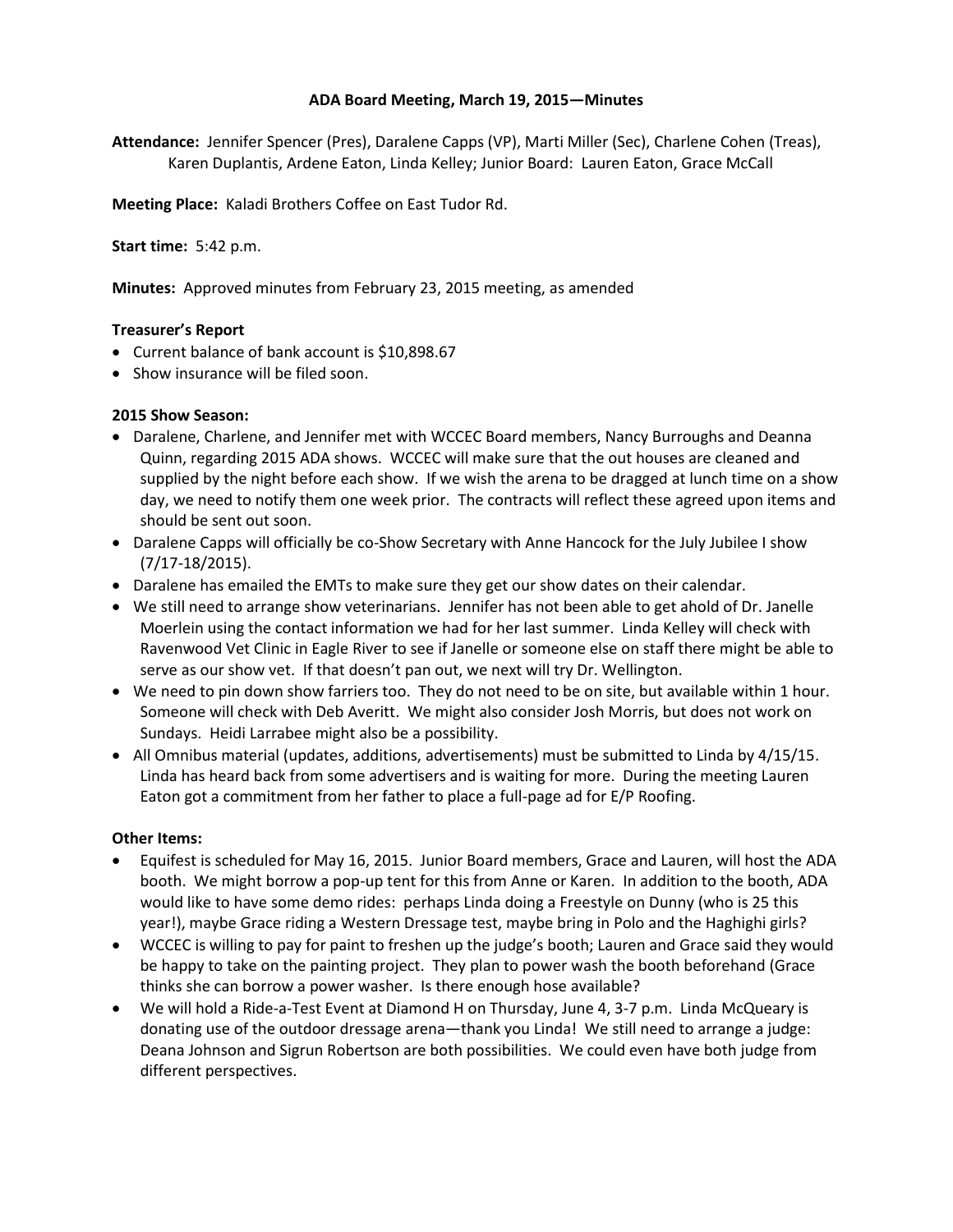**ADA Board Meeting, March 19, 2015—Minutes**

**Attendance:** Jennifer Spencer (Pres), Daralene Capps (VP), Marti Miller (Sec), Charlene Cohen (Treas), Karen Duplantis, Ardene Eaton, Linda Kelley; Junior Board: Lauren Eaton, Grace McCall

**Meeting Place:** Kaladi Brothers Coffee on East Tudor Rd.

**Start time:** 5:42 p.m.

**Minutes:** Approved minutes from February 23, 2015 meeting, as amended

**Treasurer's Report**

- Current balance of bank account is $10,898.67
- Show insurance will be filed soon.

**2015 Show Season:**

- Daralene, Charlene, and Jennifer met with WCCEC Board members, Nancy Burroughs and Deanna Quinn, regarding 2015 ADA shows. WCCEC will make sure that the out houses are cleaned and supplied by the night before each show. If we wish the arena to be dragged at lunch time on a show day, we need to notify them one week prior. The contracts will reflect these agreed upon items and should be sent out soon.
- Daralene Capps will officially be co-Show Secretary with Anne Hancock for the July Jubilee I show (7/17-18/2015).
- Daralene has emailed the EMTs to make sure they get our show dates on their calendar.
- We still need to arrange show veterinarians. Jennifer has not been able to get ahold of Dr. Janelle Moerlein using the contact information we had for her last summer. Linda Kelley will check with Ravenwood Vet Clinic in Eagle River to see if Janelle or someone else on staff there might be able to serve as our show vet. If that doesn't pan out, we next will try Dr. Wellington.
- We need to pin down show farriers too. They do not need to be on site, but available within 1 hour. Someone will check with Deb Averitt. We might also consider Josh Morris, but does not work on Sundays. Heidi Larrabee might also be a possibility.
- All Omnibus material (updates, additions, advertisements) must be submitted to Linda by 4/15/15. Linda has heard back from some advertisers and is waiting for more. During the meeting Lauren Eaton got a commitment from her father to place a full-page ad for E/P Roofing.

**Other Items:**

- Equifest is scheduled for May 16, 2015. Junior Board members, Grace and Lauren, will host the ADA booth. We might borrow a pop-up tent for this from Anne or Karen. In addition to the booth, ADA would like to have some demo rides: perhaps Linda doing a Freestyle on Dunny (who is 25 this year!), maybe Grace riding a Western Dressage test, maybe bring in Polo and the Haghighi girls?
- WCCEC is willing to pay for paint to freshen up the judge's booth; Lauren and Grace said they would be happy to take on the painting project. They plan to power wash the booth beforehand (Grace thinks she can borrow a power washer. Is there enough hose available?
- We will hold a Ride-a-Test Event at Diamond H on Thursday, June 4, 3-7 p.m. Linda McQueary is donating use of the outdoor dressage arena—thank you Linda! We still need to arrange a judge: Deana Johnson and Sigrun Robertson are both possibilities. We could even have both judge from different perspectives.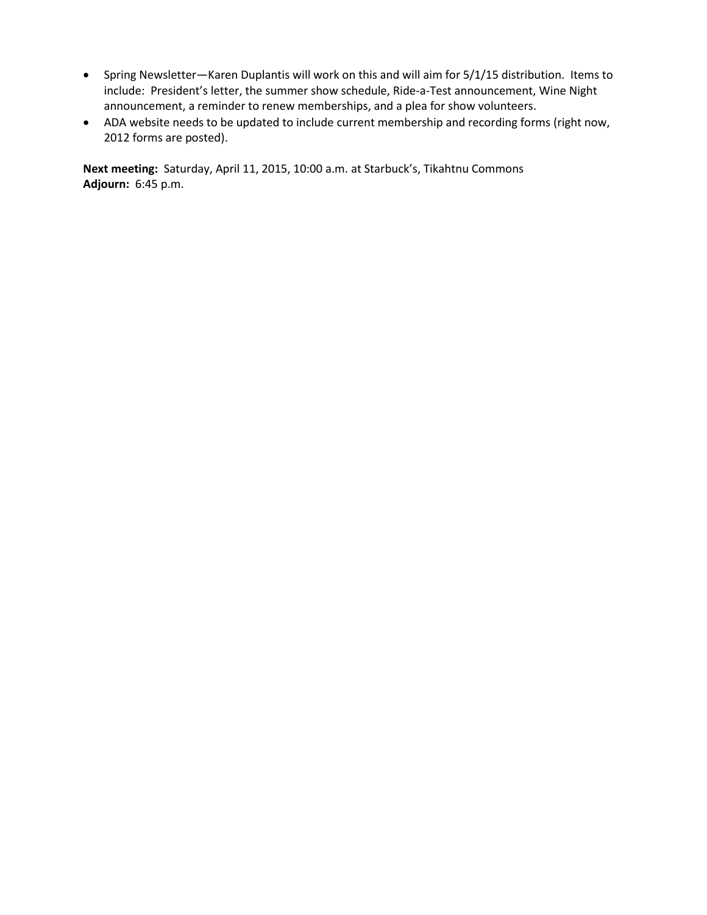- Spring Newsletter—Karen Duplantis will work on this and will aim for 5/1/15 distribution. Items to include: President's letter, the summer show schedule, Ride-a-Test announcement, Wine Night announcement, a reminder to renew memberships, and a plea for show volunteers.
- ADA website needs to be updated to include current membership and recording forms (right now, 2012 forms are posted).

**Next meeting:** Saturday, April 11, 2015, 10:00 a.m. at Starbuck's, Tikahtnu Commons
**Adjourn:** 6:45 p.m.